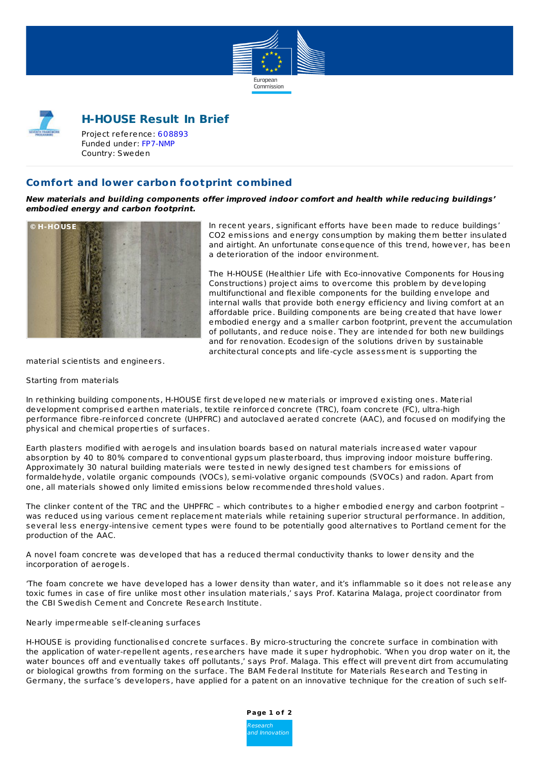# H-HOUSE Result In Brief

Project reference: 608893
Funded under: FP7-NMP
Country: Sweden

## Comfort and lower carbon footprint combined

***New materials and building components offer improved indoor comfort and health while reducing buildings' embodied energy and carbon footprint.***

In recent years, significant efforts have been made to reduce buildings' CO2 emissions and energy consumption by making them better insulated and airtight. An unfortunate consequence of this trend, however, has been a deterioration of the indoor environment.

The H-HOUSE (Healthier Life with Eco-innovative Components for Housing Constructions) project aims to overcome this problem by developing multifunctional and flexible components for the building envelope and internal walls that provide both energy efficiency and living comfort at an affordable price. Building components are being created that have lower embodied energy and a smaller carbon footprint, prevent the accumulation of pollutants, and reduce noise. They are intended for both new buildings and for renovation. Ecodesign of the solutions driven by sustainable architectural concepts and life-cycle assessment is supporting the material scientists and engineers.

Starting from materials

In rethinking building components, H-HOUSE first developed new materials or improved existing ones. Material development comprised earthen materials, textile reinforced concrete (TRC), foam concrete (FC), ultra-high performance fibre-reinforced concrete (UHPFRC) and autoclaved aerated concrete (AAC), and focused on modifying the physical and chemical properties of surfaces.

Earth plasters modified with aerogels and insulation boards based on natural materials increased water vapour absorption by 40 to 80% compared to conventional gypsum plasterboard, thus improving indoor moisture buffering. Approximately 30 natural building materials were tested in newly designed test chambers for emissions of formaldehyde, volatile organic compounds (VOCs), semi-volative organic compounds (SVOCs) and radon. Apart from one, all materials showed only limited emissions below recommended threshold values.

The clinker content of the TRC and the UHPFRC – which contributes to a higher embodied energy and carbon footprint – was reduced using various cement replacement materials while retaining superior structural performance. In addition, several less energy-intensive cement types were found to be potentially good alternatives to Portland cement for the production of the AAC.

A novel foam concrete was developed that has a reduced thermal conductivity thanks to lower density and the incorporation of aerogels.

'The foam concrete we have developed has a lower density than water, and it's inflammable so it does not release any toxic fumes in case of fire unlike most other insulation materials,' says Prof. Katarina Malaga, project coordinator from the CBI Swedish Cement and Concrete Research Institute.

Nearly impermeable self-cleaning surfaces

H-HOUSE is providing functionalised concrete surfaces. By micro-structuring the concrete surface in combination with the application of water-repellent agents, researchers have made it super hydrophobic. 'When you drop water on it, the water bounces off and eventually takes off pollutants,' says Prof. Malaga. This effect will prevent dirt from accumulating or biological growths from forming on the surface. The BAM Federal Institute for Materials Research and Testing in Germany, the surface's developers, have applied for a patent on an innovative technique for the creation of such self-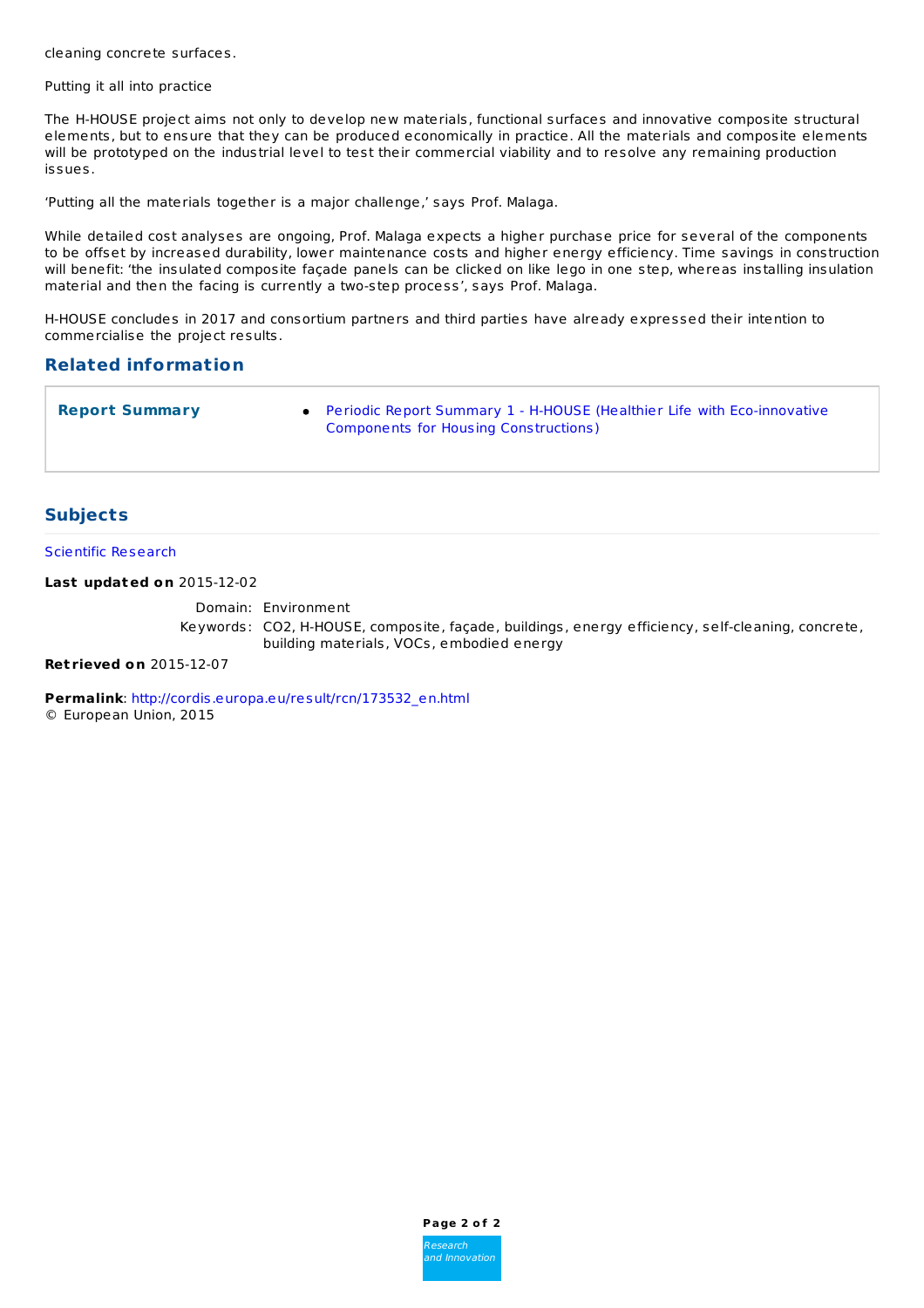cleaning concrete surfaces.

Putting it all into practice

The H-HOUSE project aims not only to develop new materials, functional surfaces and innovative composite structural elements, but to ensure that they can be produced economically in practice. All the materials and composite elements will be prototyped on the industrial level to test their commercial viability and to resolve any remaining production issues.

'Putting all the materials together is a major challenge,' says Prof. Malaga.

While detailed cost analyses are ongoing, Prof. Malaga expects a higher purchase price for several of the components to be offset by increased durability, lower maintenance costs and higher energy efficiency. Time savings in construction will benefit: 'the insulated composite façade panels can be clicked on like lego in one step, whereas installing insulation material and then the facing is currently a two-step process', says Prof. Malaga.

H-HOUSE concludes in 2017 and consortium partners and third parties have already expressed their intention to commercialise the project results.

## Related information

| | |
|---|---|
| **Report Summary** | • Periodic Report Summary 1 - H-HOUSE (Healthier Life with Eco-innovative Components for Housing Constructions) |

## Subjects

Scientific Research

**Last updated on** 2015-12-02

Domain: Environment

Keywords: $CO_2$, H-HOUSE, composite, façade, buildings, energy efficiency, self-cleaning, concrete, building materials, VOCs, embodied energy

**Retrieved on** 2015-12-07

**Permalink**: http://cordis.europa.eu/result/rcn/173532_en.html

© European Union, 2015